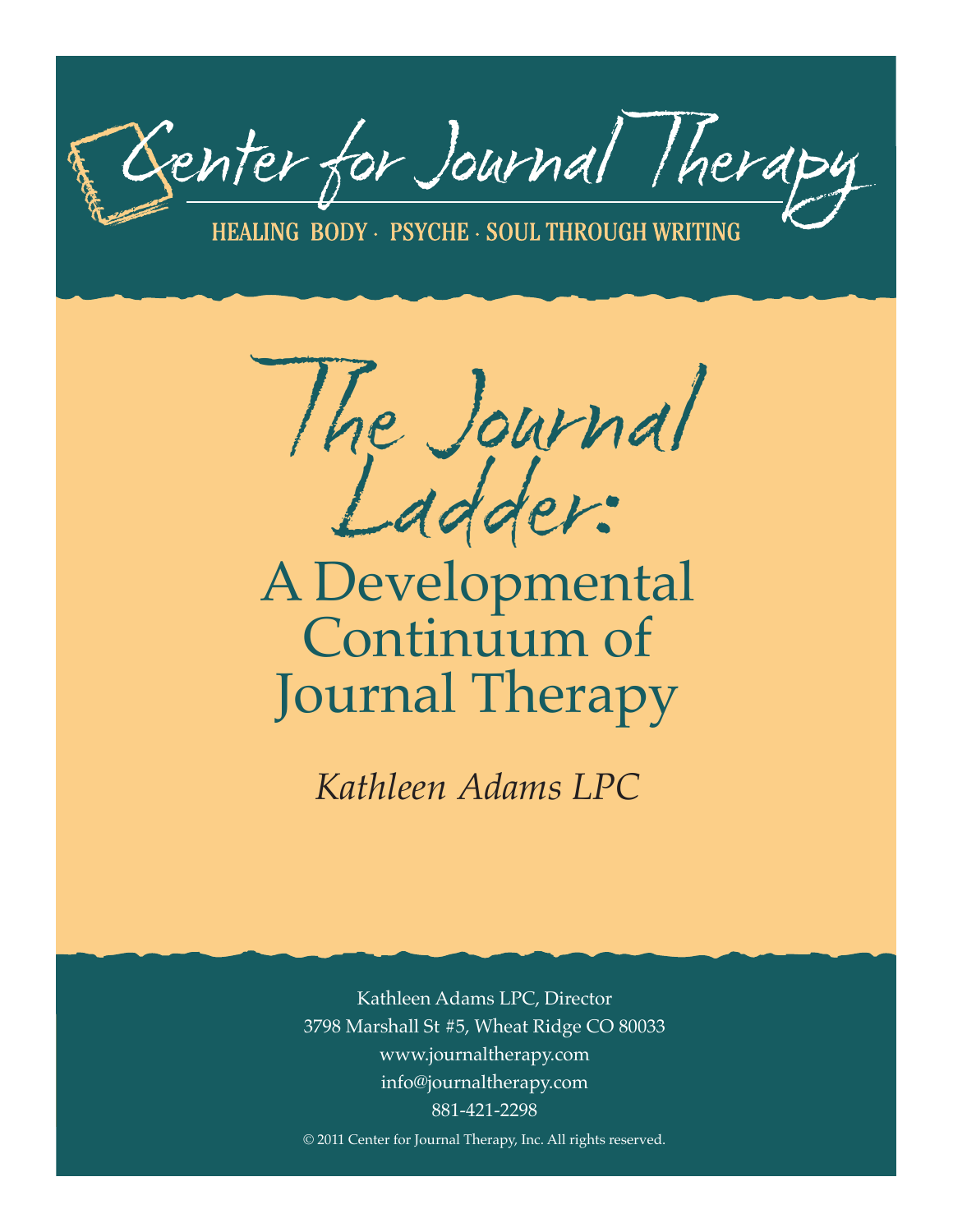# Center for Journal Therapy

HEALING BODY · PSYCHE · SOUL THROUGH WRITING

# The Journal Ladder:

## A Developmental Continuum of Journal Therapy

*Kathleen Adams LPC*

Kathleen Adams LPC, Director
3798 Marshall St #5, Wheat Ridge CO 80033
www.journaltherapy.com
info@journaltherapy.com
881-421-2298

© 2011 Center for Journal Therapy, Inc. All rights reserved.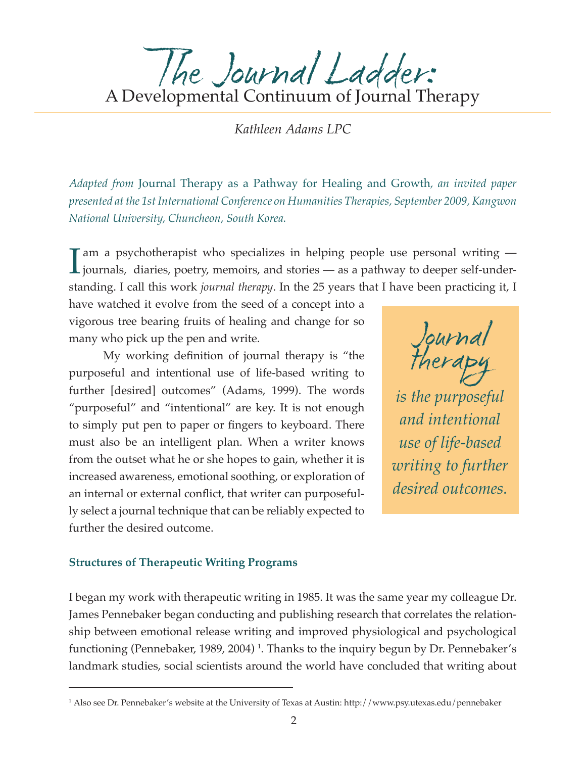# The Journal Ladder: A Developmental Continuum of Journal Therapy

*Kathleen Adams LPC*

*Adapted from* Journal Therapy as a Pathway for Healing and Growth, *an invited paper presented at the 1st International Conference on Humanities Therapies, September 2009, Kangwon National University, Chuncheon, South Korea.*

I am a psychotherapist who specializes in helping people use personal writing — journals, diaries, poetry, memoirs, and stories — as a pathway to deeper self-understanding. I call this work *journal therapy*. In the 25 years that I have been practicing it, I have watched it evolve from the seed of a concept into a vigorous tree bearing fruits of healing and change for so many who pick up the pen and write.

My working definition of journal therapy is "the purposeful and intentional use of life-based writing to further [desired] outcomes" (Adams, 1999). The words "purposeful" and "intentional" are key. It is not enough to simply put pen to paper or fingers to keyboard. There must also be an intelligent plan. When a writer knows from the outset what he or she hopes to gain, whether it is increased awareness, emotional soothing, or exploration of an internal or external conflict, that writer can purposefully select a journal technique that can be reliably expected to further the desired outcome.

> Journal therapy *is the purposeful and intentional use of life-based writing to further desired outcomes.*

### Structures of Therapeutic Writing Programs

I began my work with therapeutic writing in 1985. It was the same year my colleague Dr. James Pennebaker began conducting and publishing research that correlates the relationship between emotional release writing and improved physiological and psychological functioning (Pennebaker, 1989, 2004) [1]. Thanks to the inquiry begun by Dr. Pennebaker's landmark studies, social scientists around the world have concluded that writing about

[1] Also see Dr. Pennebaker's website at the University of Texas at Austin: http://www.psy.utexas.edu/pennebaker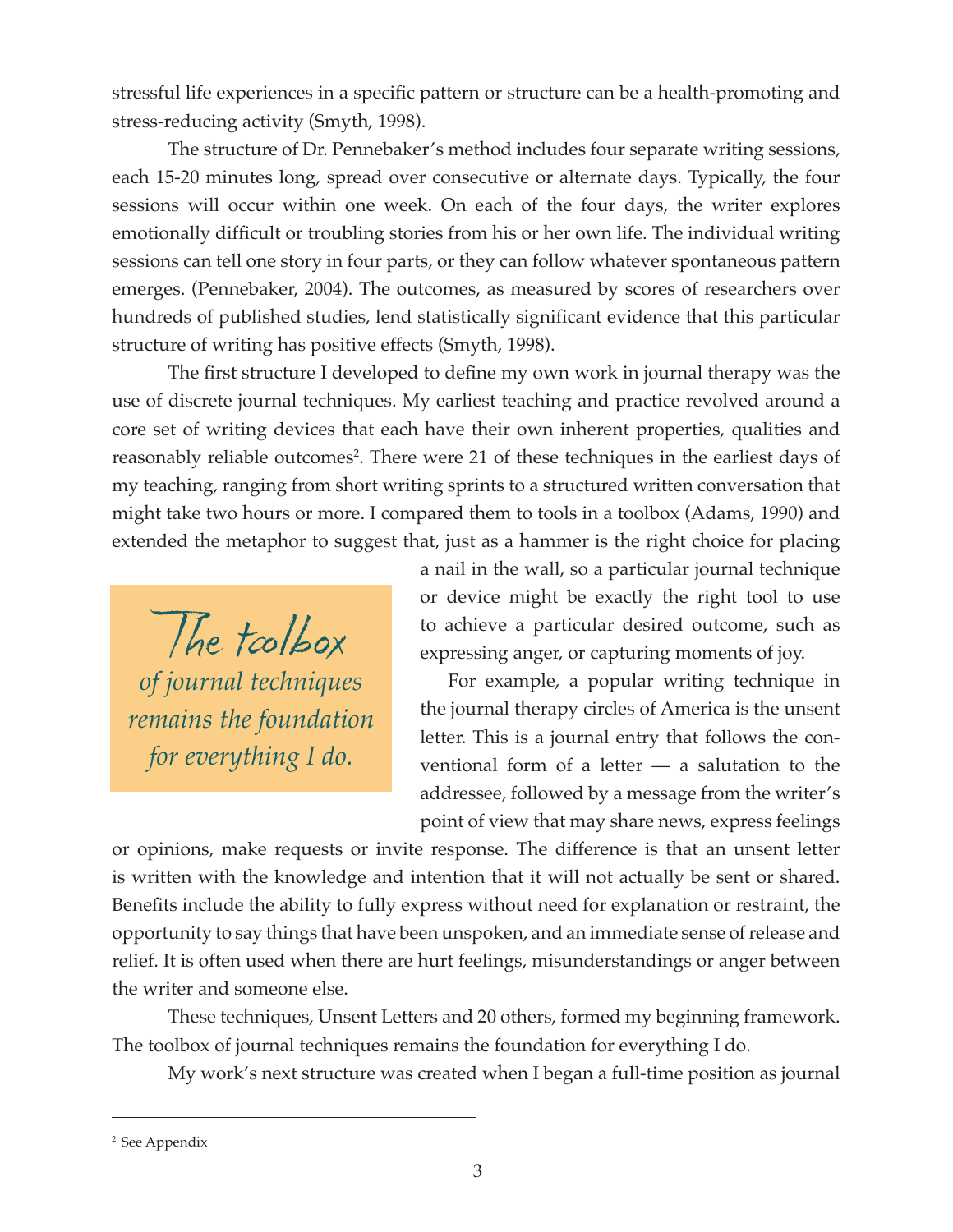stressful life experiences in a specific pattern or structure can be a health-promoting and stress-reducing activity (Smyth, 1998).

The structure of Dr. Pennebaker's method includes four separate writing sessions, each 15-20 minutes long, spread over consecutive or alternate days. Typically, the four sessions will occur within one week. On each of the four days, the writer explores emotionally difficult or troubling stories from his or her own life. The individual writing sessions can tell one story in four parts, or they can follow whatever spontaneous pattern emerges. (Pennebaker, 2004). The outcomes, as measured by scores of researchers over hundreds of published studies, lend statistically significant evidence that this particular structure of writing has positive effects (Smyth, 1998).

The first structure I developed to define my own work in journal therapy was the use of discrete journal techniques. My earliest teaching and practice revolved around a core set of writing devices that each have their own inherent properties, qualities and reasonably reliable outcomes[2]. There were 21 of these techniques in the earliest days of my teaching, ranging from short writing sprints to a structured written conversation that might take two hours or more. I compared them to tools in a toolbox (Adams, 1990) and extended the metaphor to suggest that, just as a hammer is the right choice for placing a nail in the wall, so a particular journal technique or device might be exactly the right tool to use to achieve a particular desired outcome, such as expressing anger, or capturing moments of joy.

> *The toolbox of journal techniques remains the foundation for everything I do.*

For example, a popular writing technique in the journal therapy circles of America is the unsent letter. This is a journal entry that follows the conventional form of a letter — a salutation to the addressee, followed by a message from the writer's point of view that may share news, express feelings or opinions, make requests or invite response. The difference is that an unsent letter is written with the knowledge and intention that it will not actually be sent or shared. Benefits include the ability to fully express without need for explanation or restraint, the opportunity to say things that have been unspoken, and an immediate sense of release and relief. It is often used when there are hurt feelings, misunderstandings or anger between the writer and someone else.

These techniques, Unsent Letters and 20 others, formed my beginning framework. The toolbox of journal techniques remains the foundation for everything I do.

My work's next structure was created when I began a full-time position as journal

---

[2] See Appendix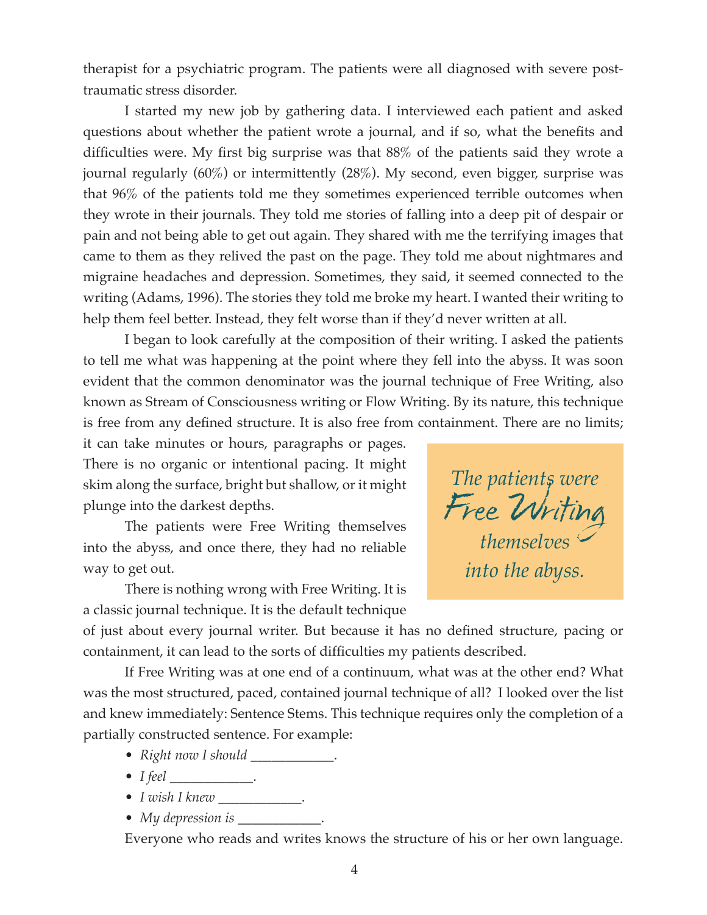therapist for a psychiatric program. The patients were all diagnosed with severe post-traumatic stress disorder.

I started my new job by gathering data. I interviewed each patient and asked questions about whether the patient wrote a journal, and if so, what the benefits and difficulties were. My first big surprise was that 88% of the patients said they wrote a journal regularly (60%) or intermittently (28%). My second, even bigger, surprise was that 96% of the patients told me they sometimes experienced terrible outcomes when they wrote in their journals. They told me stories of falling into a deep pit of despair or pain and not being able to get out again. They shared with me the terrifying images that came to them as they relived the past on the page. They told me about nightmares and migraine headaches and depression. Sometimes, they said, it seemed connected to the writing (Adams, 1996). The stories they told me broke my heart. I wanted their writing to help them feel better. Instead, they felt worse than if they'd never written at all.

I began to look carefully at the composition of their writing. I asked the patients to tell me what was happening at the point where they fell into the abyss. It was soon evident that the common denominator was the journal technique of Free Writing, also known as Stream of Consciousness writing or Flow Writing. By its nature, this technique is free from any defined structure. It is also free from containment. There are no limits; it can take minutes or hours, paragraphs or pages. There is no organic or intentional pacing. It might skim along the surface, bright but shallow, or it might plunge into the darkest depths.

The patients were Free Writing themselves into the abyss, and once there, they had no reliable way to get out.

> *The patients were Free Writing themselves into the abyss.*

There is nothing wrong with Free Writing. It is a classic journal technique. It is the default technique of just about every journal writer. But because it has no defined structure, pacing or containment, it can lead to the sorts of difficulties my patients described.

If Free Writing was at one end of a continuum, what was at the other end? What was the most structured, paced, contained journal technique of all? I looked over the list and knew immediately: Sentence Stems. This technique requires only the completion of a partially constructed sentence. For example:

- *Right now I should* ____________.
- *I feel* ____________.
- *I wish I knew* ____________.
- *My depression is* ____________.

Everyone who reads and writes knows the structure of his or her own language.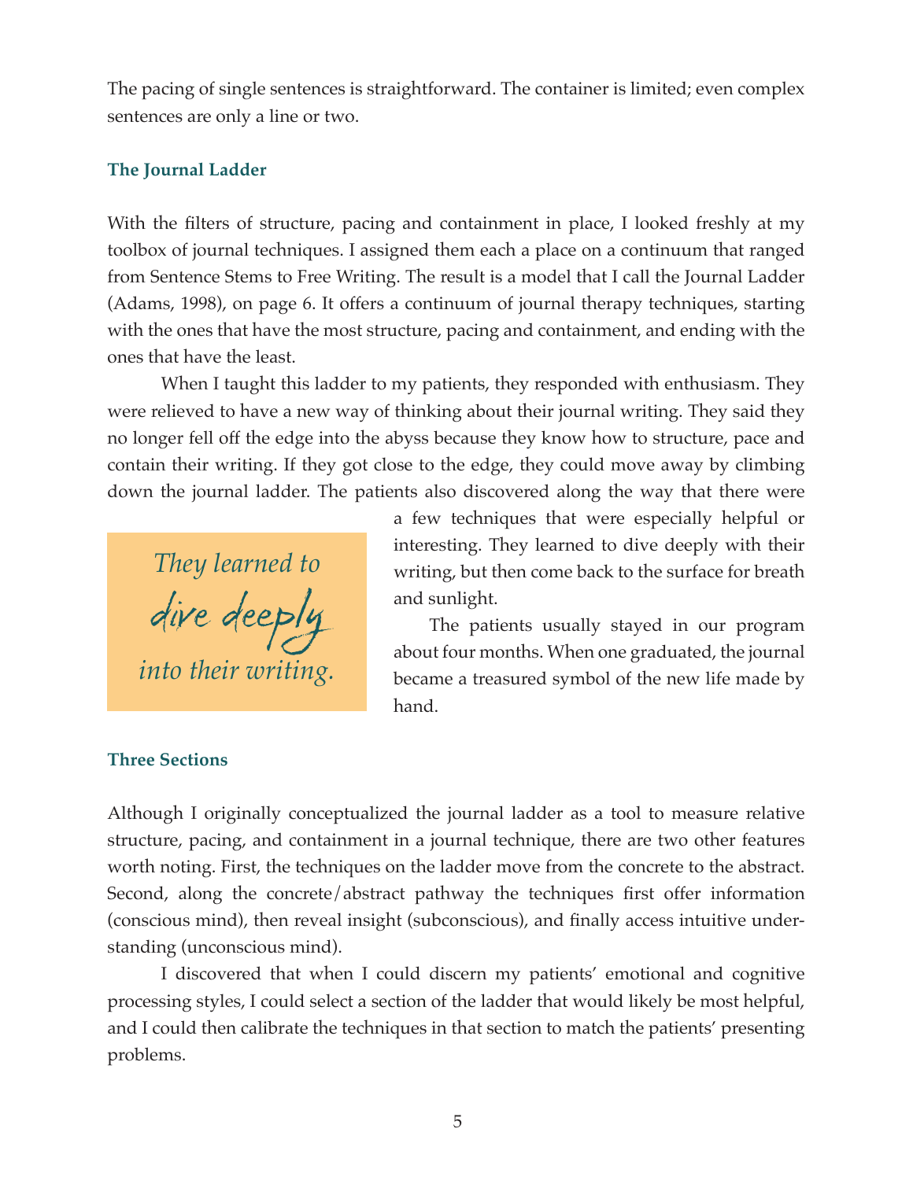The pacing of single sentences is straightforward. The container is limited; even complex sentences are only a line or two.

### The Journal Ladder

With the filters of structure, pacing and containment in place, I looked freshly at my toolbox of journal techniques. I assigned them each a place on a continuum that ranged from Sentence Stems to Free Writing. The result is a model that I call the Journal Ladder (Adams, 1998), on page 6. It offers a continuum of journal therapy techniques, starting with the ones that have the most structure, pacing and containment, and ending with the ones that have the least.

When I taught this ladder to my patients, they responded with enthusiasm. They were relieved to have a new way of thinking about their journal writing. They said they no longer fell off the edge into the abyss because they know how to structure, pace and contain their writing. If they got close to the edge, they could move away by climbing down the journal ladder. The patients also discovered along the way that there were a few techniques that were especially helpful or interesting. They learned to dive deeply with their writing, but then come back to the surface for breath and sunlight.

> *They learned to dive deeply into their writing.*

The patients usually stayed in our program about four months. When one graduated, the journal became a treasured symbol of the new life made by hand.

### Three Sections

Although I originally conceptualized the journal ladder as a tool to measure relative structure, pacing, and containment in a journal technique, there are two other features worth noting. First, the techniques on the ladder move from the concrete to the abstract. Second, along the concrete/abstract pathway the techniques first offer information (conscious mind), then reveal insight (subconscious), and finally access intuitive understanding (unconscious mind).

I discovered that when I could discern my patients' emotional and cognitive processing styles, I could select a section of the ladder that would likely be most helpful, and I could then calibrate the techniques in that section to match the patients' presenting problems.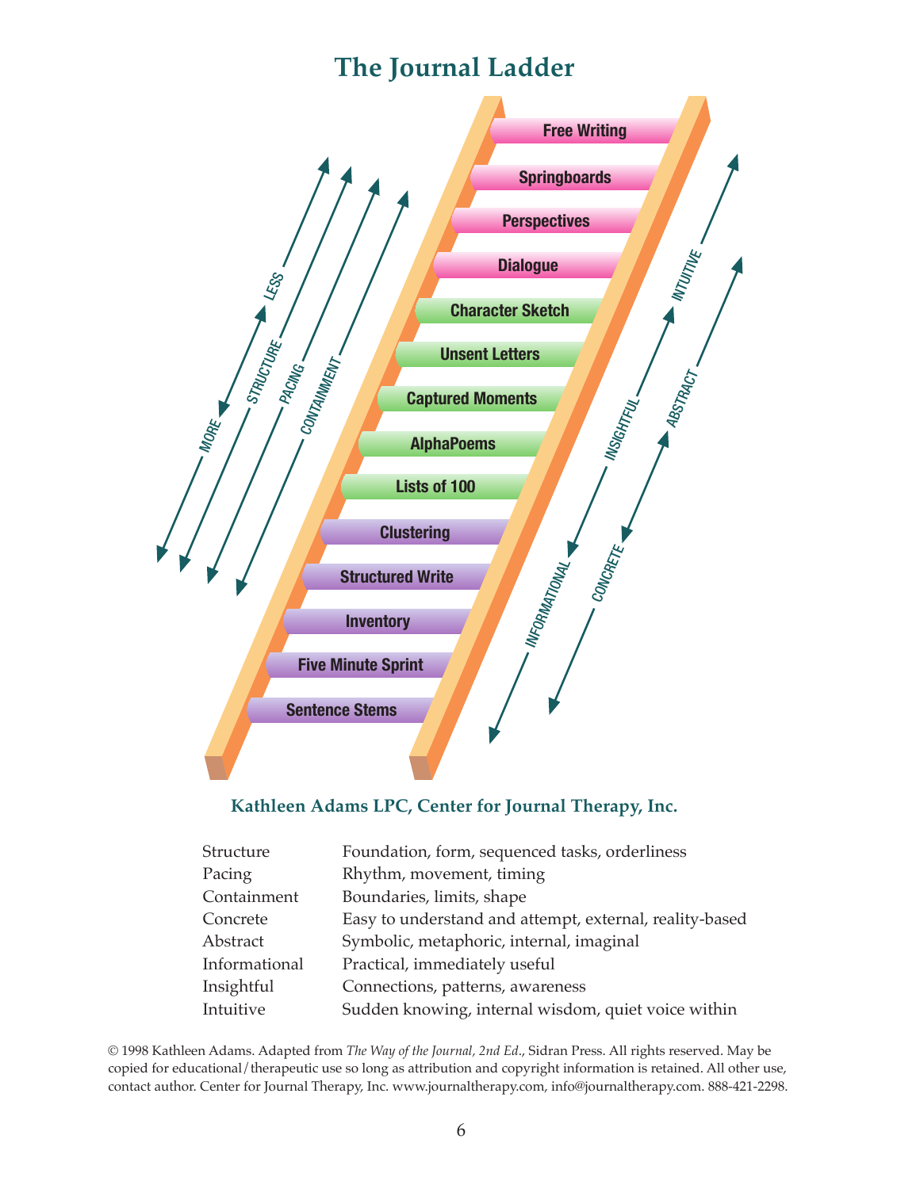# The Journal Ladder

- Free Writing
- Springboards
- Perspectives
- Dialogue
- Character Sketch
- Unsent Letters
- Captured Moments
- AlphaPoems
- Lists of 100
- Clustering
- Structured Write
- Inventory
- Five Minute Sprint
- Sentence Stems

MORE — STRUCTURE — LESS

PACING

CONTAINMENT

INFORMATIONAL — INSIGHTFUL — INTUITIVE

CONCRETE — ABSTRACT

**Kathleen Adams LPC, Center for Journal Therapy, Inc.**

| | |
|---|---|
| Structure | Foundation, form, sequenced tasks, orderliness |
| Pacing | Rhythm, movement, timing |
| Containment | Boundaries, limits, shape |
| Concrete | Easy to understand and attempt, external, reality-based |
| Abstract | Symbolic, metaphoric, internal, imaginal |
| Informational | Practical, immediately useful |
| Insightful | Connections, patterns, awareness |
| Intuitive | Sudden knowing, internal wisdom, quiet voice within |

© 1998 Kathleen Adams. Adapted from *The Way of the Journal, 2nd Ed.*, Sidran Press. All rights reserved. May be copied for educational/therapeutic use so long as attribution and copyright information is retained. All other use, contact author. Center for Journal Therapy, Inc. www.journaltherapy.com, info@journaltherapy.com. 888-421-2298.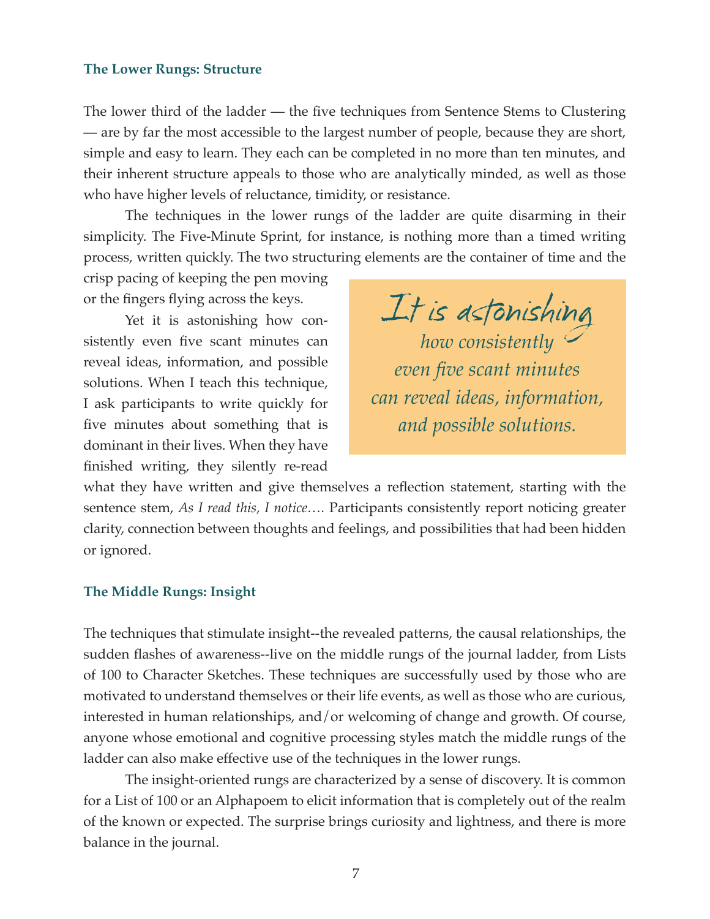### The Lower Rungs: Structure

The lower third of the ladder — the five techniques from Sentence Stems to Clustering — are by far the most accessible to the largest number of people, because they are short, simple and easy to learn. They each can be completed in no more than ten minutes, and their inherent structure appeals to those who are analytically minded, as well as those who have higher levels of reluctance, timidity, or resistance.

The techniques in the lower rungs of the ladder are quite disarming in their simplicity. The Five-Minute Sprint, for instance, is nothing more than a timed writing process, written quickly. The two structuring elements are the container of time and the crisp pacing of keeping the pen moving or the fingers flying across the keys.

Yet it is astonishing how consistently even five scant minutes can reveal ideas, information, and possible solutions. When I teach this technique, I ask participants to write quickly for five minutes about something that is dominant in their lives. When they have finished writing, they silently re-read what they have written and give themselves a reflection statement, starting with the sentence stem, *As I read this, I notice….* Participants consistently report noticing greater clarity, connection between thoughts and feelings, and possibilities that had been hidden or ignored.

> It is astonishing *how consistently even five scant minutes can reveal ideas, information, and possible solutions.*

### The Middle Rungs: Insight

The techniques that stimulate insight--the revealed patterns, the causal relationships, the sudden flashes of awareness--live on the middle rungs of the journal ladder, from Lists of 100 to Character Sketches. These techniques are successfully used by those who are motivated to understand themselves or their life events, as well as those who are curious, interested in human relationships, and/or welcoming of change and growth. Of course, anyone whose emotional and cognitive processing styles match the middle rungs of the ladder can also make effective use of the techniques in the lower rungs.

The insight-oriented rungs are characterized by a sense of discovery. It is common for a List of 100 or an Alphapoem to elicit information that is completely out of the realm of the known or expected. The surprise brings curiosity and lightness, and there is more balance in the journal.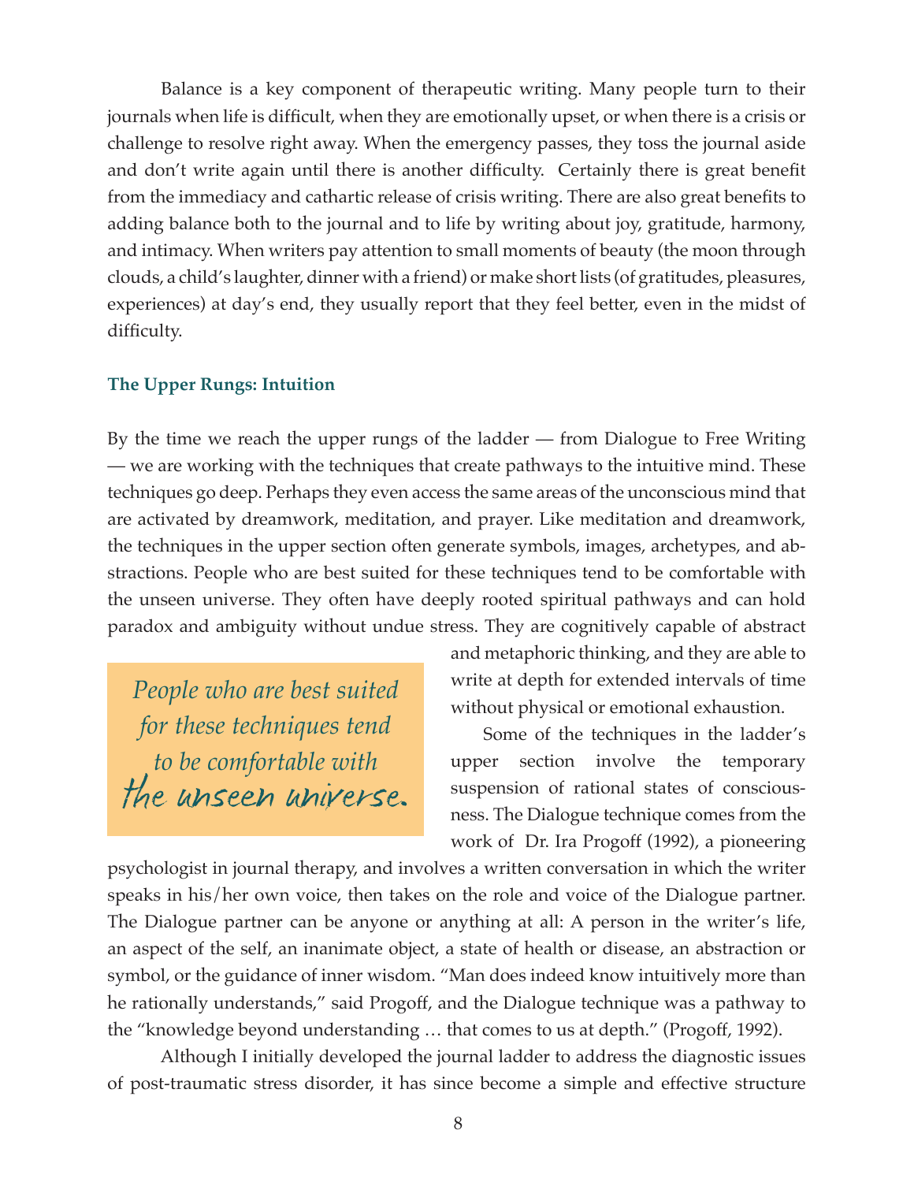Balance is a key component of therapeutic writing. Many people turn to their journals when life is difficult, when they are emotionally upset, or when there is a crisis or challenge to resolve right away. When the emergency passes, they toss the journal aside and don't write again until there is another difficulty. Certainly there is great benefit from the immediacy and cathartic release of crisis writing. There are also great benefits to adding balance both to the journal and to life by writing about joy, gratitude, harmony, and intimacy. When writers pay attention to small moments of beauty (the moon through clouds, a child's laughter, dinner with a friend) or make short lists (of gratitudes, pleasures, experiences) at day's end, they usually report that they feel better, even in the midst of difficulty.

### The Upper Rungs: Intuition

By the time we reach the upper rungs of the ladder — from Dialogue to Free Writing — we are working with the techniques that create pathways to the intuitive mind. These techniques go deep. Perhaps they even access the same areas of the unconscious mind that are activated by dreamwork, meditation, and prayer. Like meditation and dreamwork, the techniques in the upper section often generate symbols, images, archetypes, and abstractions. People who are best suited for these techniques tend to be comfortable with the unseen universe. They often have deeply rooted spiritual pathways and can hold paradox and ambiguity without undue stress. They are cognitively capable of abstract and metaphoric thinking, and they are able to write at depth for extended intervals of time without physical or emotional exhaustion.

> *People who are best suited for these techniques tend to be comfortable with the unseen universe.*

Some of the techniques in the ladder's upper section involve the temporary suspension of rational states of consciousness. The Dialogue technique comes from the work of Dr. Ira Progoff (1992), a pioneering psychologist in journal therapy, and involves a written conversation in which the writer speaks in his/her own voice, then takes on the role and voice of the Dialogue partner. The Dialogue partner can be anyone or anything at all: A person in the writer's life, an aspect of the self, an inanimate object, a state of health or disease, an abstraction or symbol, or the guidance of inner wisdom. "Man does indeed know intuitively more than he rationally understands," said Progoff, and the Dialogue technique was a pathway to the "knowledge beyond understanding … that comes to us at depth." (Progoff, 1992).

Although I initially developed the journal ladder to address the diagnostic issues of post-traumatic stress disorder, it has since become a simple and effective structure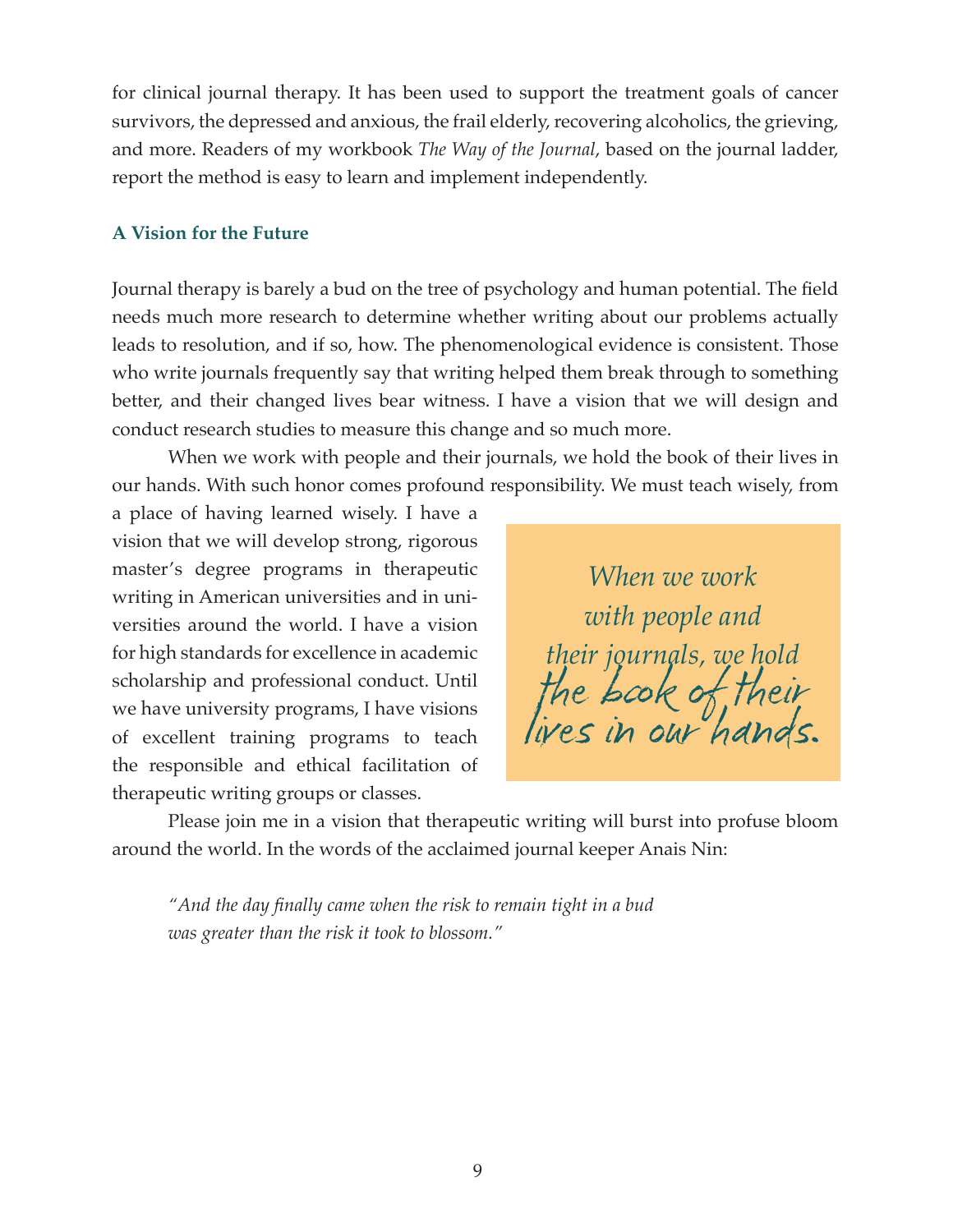for clinical journal therapy. It has been used to support the treatment goals of cancer survivors, the depressed and anxious, the frail elderly, recovering alcoholics, the grieving, and more. Readers of my workbook *The Way of the Journal*, based on the journal ladder, report the method is easy to learn and implement independently.

### A Vision for the Future

Journal therapy is barely a bud on the tree of psychology and human potential. The field needs much more research to determine whether writing about our problems actually leads to resolution, and if so, how. The phenomenological evidence is consistent. Those who write journals frequently say that writing helped them break through to something better, and their changed lives bear witness. I have a vision that we will design and conduct research studies to measure this change and so much more.

When we work with people and their journals, we hold the book of their lives in our hands. With such honor comes profound responsibility. We must teach wisely, from a place of having learned wisely. I have a vision that we will develop strong, rigorous master's degree programs in therapeutic writing in American universities and in universities around the world. I have a vision for high standards for excellence in academic scholarship and professional conduct. Until we have university programs, I have visions of excellent training programs to teach the responsible and ethical facilitation of therapeutic writing groups or classes.

> *When we work with people and their journals, we hold* the book of their lives in our hands.

Please join me in a vision that therapeutic writing will burst into profuse bloom around the world. In the words of the acclaimed journal keeper Anais Nin:

> *"And the day finally came when the risk to remain tight in a bud was greater than the risk it took to blossom."*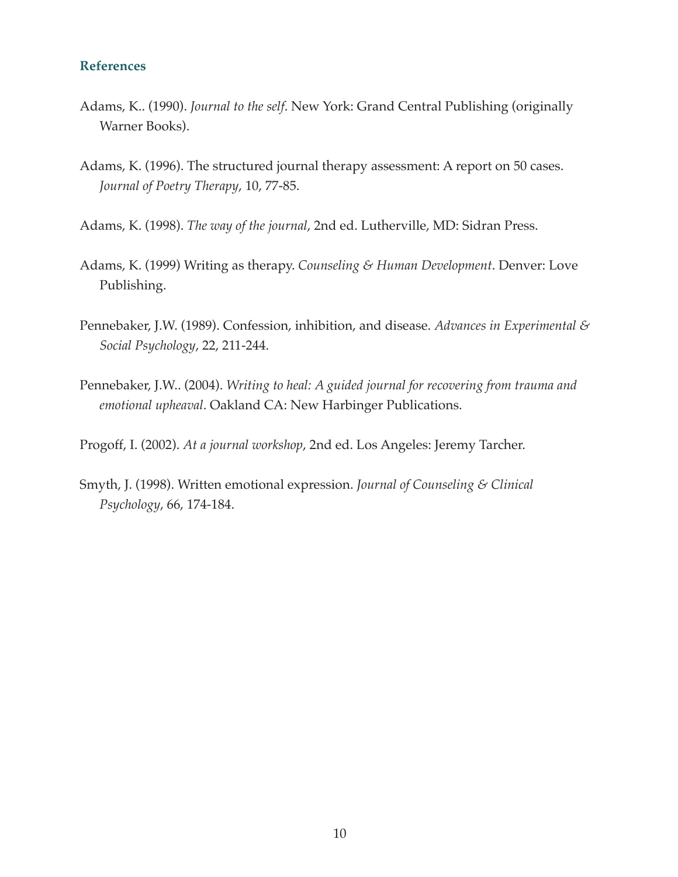## References

Adams, K.. (1990). *Journal to the self*. New York: Grand Central Publishing (originally Warner Books).

Adams, K. (1996). The structured journal therapy assessment: A report on 50 cases. *Journal of Poetry Therapy*, 10, 77-85.

Adams, K. (1998). *The way of the journal*, 2nd ed. Lutherville, MD: Sidran Press.

Adams, K. (1999) Writing as therapy. *Counseling & Human Development*. Denver: Love Publishing.

Pennebaker, J.W. (1989). Confession, inhibition, and disease. *Advances in Experimental & Social Psychology*, 22, 211-244.

Pennebaker, J.W.. (2004). *Writing to heal: A guided journal for recovering from trauma and emotional upheaval*. Oakland CA: New Harbinger Publications.

Progoff, I. (2002). *At a journal workshop*, 2nd ed. Los Angeles: Jeremy Tarcher.

Smyth, J. (1998). Written emotional expression. *Journal of Counseling & Clinical Psychology*, 66, 174-184.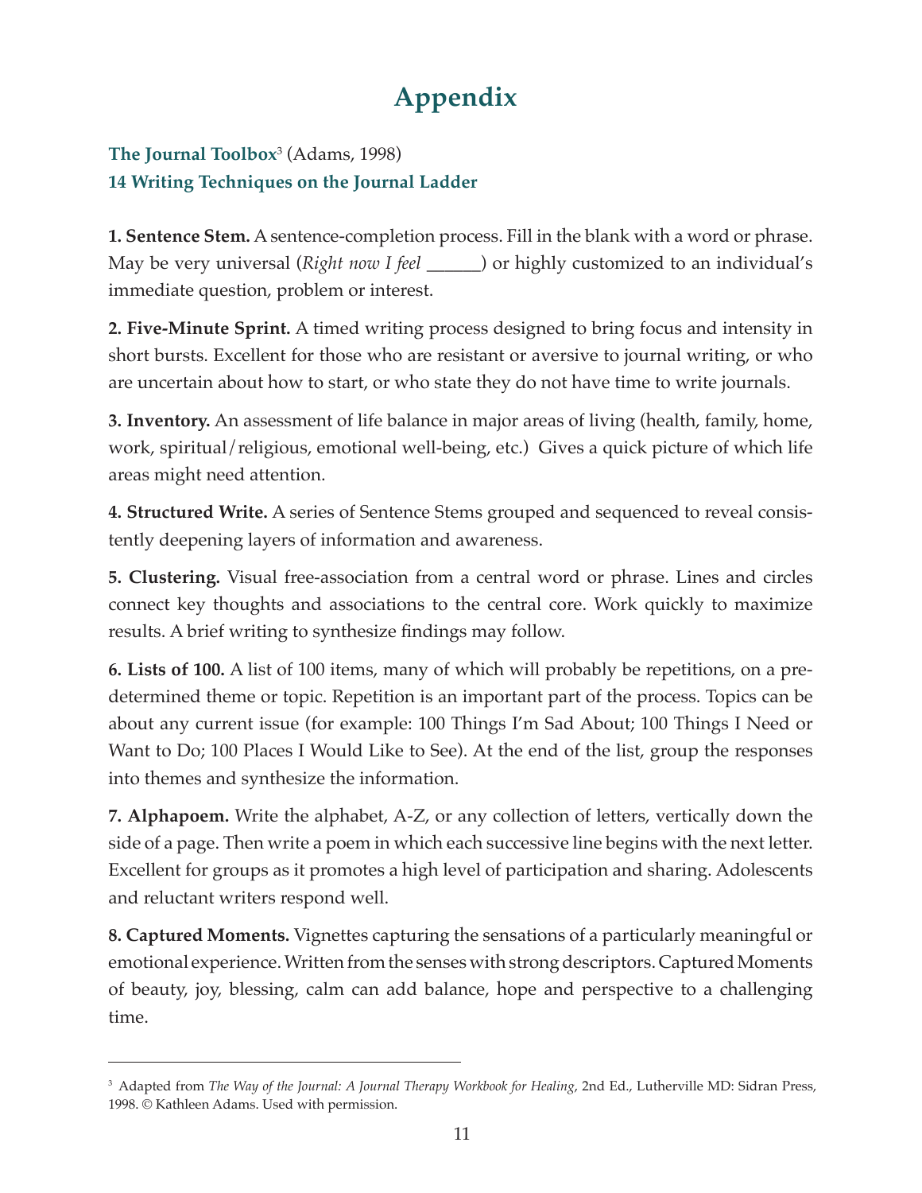# Appendix

**The Journal Toolbox**[3] (Adams, 1998)
**14 Writing Techniques on the Journal Ladder**

**1. Sentence Stem.** A sentence-completion process. Fill in the blank with a word or phrase. May be very universal (*Right now I feel* ______) or highly customized to an individual's immediate question, problem or interest.

**2. Five-Minute Sprint.** A timed writing process designed to bring focus and intensity in short bursts. Excellent for those who are resistant or aversive to journal writing, or who are uncertain about how to start, or who state they do not have time to write journals.

**3. Inventory.** An assessment of life balance in major areas of living (health, family, home, work, spiritual/religious, emotional well-being, etc.) Gives a quick picture of which life areas might need attention.

**4. Structured Write.** A series of Sentence Stems grouped and sequenced to reveal consistently deepening layers of information and awareness.

**5. Clustering.** Visual free-association from a central word or phrase. Lines and circles connect key thoughts and associations to the central core. Work quickly to maximize results. A brief writing to synthesize findings may follow.

**6. Lists of 100.** A list of 100 items, many of which will probably be repetitions, on a predetermined theme or topic. Repetition is an important part of the process. Topics can be about any current issue (for example: 100 Things I'm Sad About; 100 Things I Need or Want to Do; 100 Places I Would Like to See). At the end of the list, group the responses into themes and synthesize the information.

**7. Alphapoem.** Write the alphabet, A-Z, or any collection of letters, vertically down the side of a page. Then write a poem in which each successive line begins with the next letter. Excellent for groups as it promotes a high level of participation and sharing. Adolescents and reluctant writers respond well.

**8. Captured Moments.** Vignettes capturing the sensations of a particularly meaningful or emotional experience. Written from the senses with strong descriptors. Captured Moments of beauty, joy, blessing, calm can add balance, hope and perspective to a challenging time.

---

[3] Adapted from *The Way of the Journal: A Journal Therapy Workbook for Healing*, 2nd Ed., Lutherville MD: Sidran Press, 1998. © Kathleen Adams. Used with permission.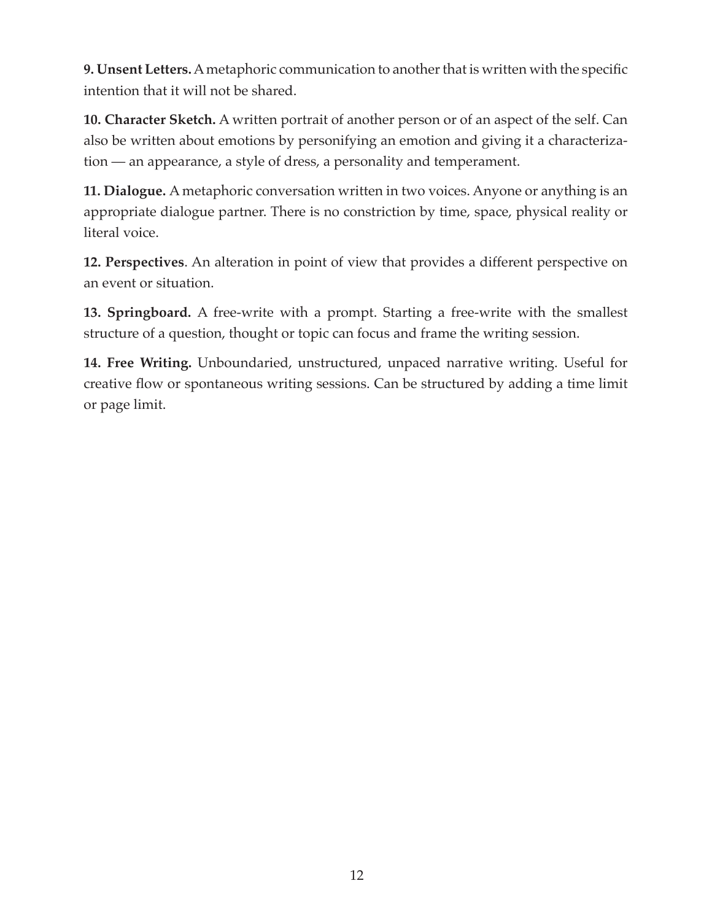**9. Unsent Letters.** A metaphoric communication to another that is written with the specific intention that it will not be shared.

**10. Character Sketch.** A written portrait of another person or of an aspect of the self. Can also be written about emotions by personifying an emotion and giving it a characterization — an appearance, a style of dress, a personality and temperament.

**11. Dialogue.** A metaphoric conversation written in two voices. Anyone or anything is an appropriate dialogue partner. There is no constriction by time, space, physical reality or literal voice.

**12. Perspectives**. An alteration in point of view that provides a different perspective on an event or situation.

**13. Springboard.** A free-write with a prompt. Starting a free-write with the smallest structure of a question, thought or topic can focus and frame the writing session.

**14. Free Writing.** Unboundaried, unstructured, unpaced narrative writing. Useful for creative flow or spontaneous writing sessions. Can be structured by adding a time limit or page limit.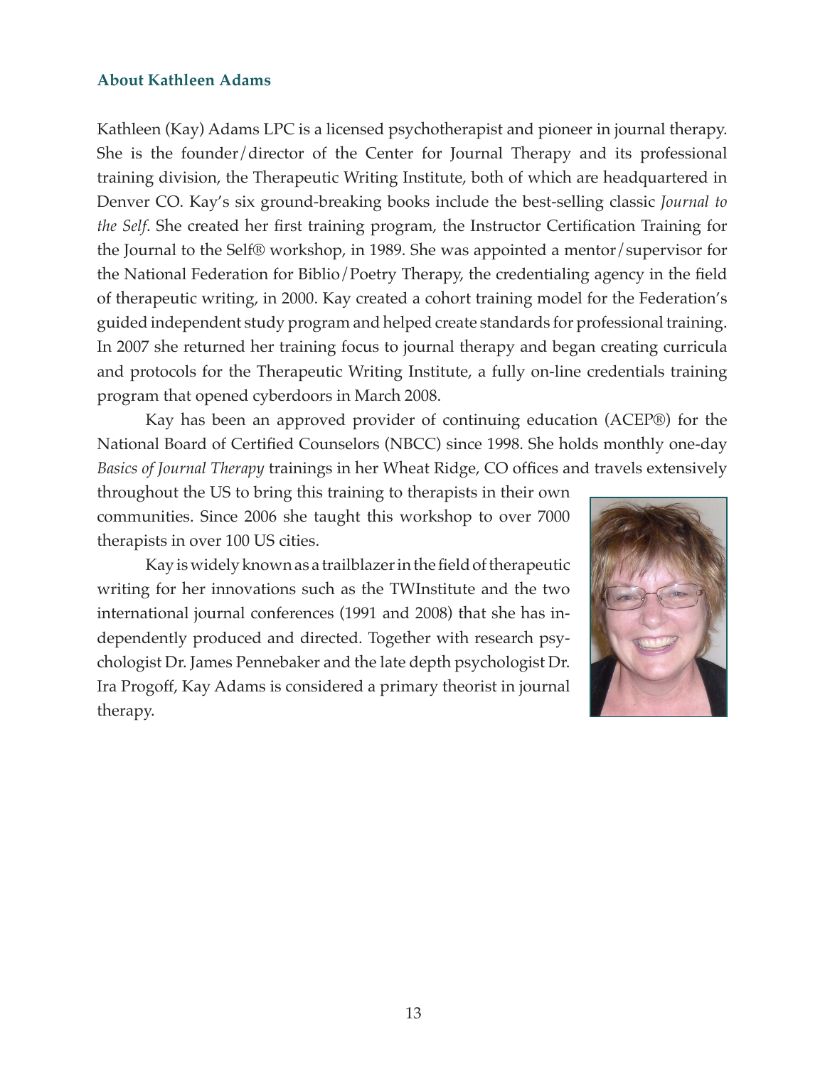### About Kathleen Adams

Kathleen (Kay) Adams LPC is a licensed psychotherapist and pioneer in journal therapy. She is the founder/director of the Center for Journal Therapy and its professional training division, the Therapeutic Writing Institute, both of which are headquartered in Denver CO. Kay's six ground-breaking books include the best-selling classic *Journal to the Self*. She created her first training program, the Instructor Certification Training for the Journal to the Self® workshop, in 1989. She was appointed a mentor/supervisor for the National Federation for Biblio/Poetry Therapy, the credentialing agency in the field of therapeutic writing, in 2000. Kay created a cohort training model for the Federation's guided independent study program and helped create standards for professional training. In 2007 she returned her training focus to journal therapy and began creating curricula and protocols for the Therapeutic Writing Institute, a fully on-line credentials training program that opened cyberdoors in March 2008.

Kay has been an approved provider of continuing education (ACEP®) for the National Board of Certified Counselors (NBCC) since 1998. She holds monthly one-day *Basics of Journal Therapy* trainings in her Wheat Ridge, CO offices and travels extensively throughout the US to bring this training to therapists in their own communities. Since 2006 she taught this workshop to over 7000 therapists in over 100 US cities.

Kay is widely known as a trailblazer in the field of therapeutic writing for her innovations such as the TWInstitute and the two international journal conferences (1991 and 2008) that she has independently produced and directed. Together with research psychologist Dr. James Pennebaker and the late depth psychologist Dr. Ira Progoff, Kay Adams is considered a primary theorist in journal therapy.